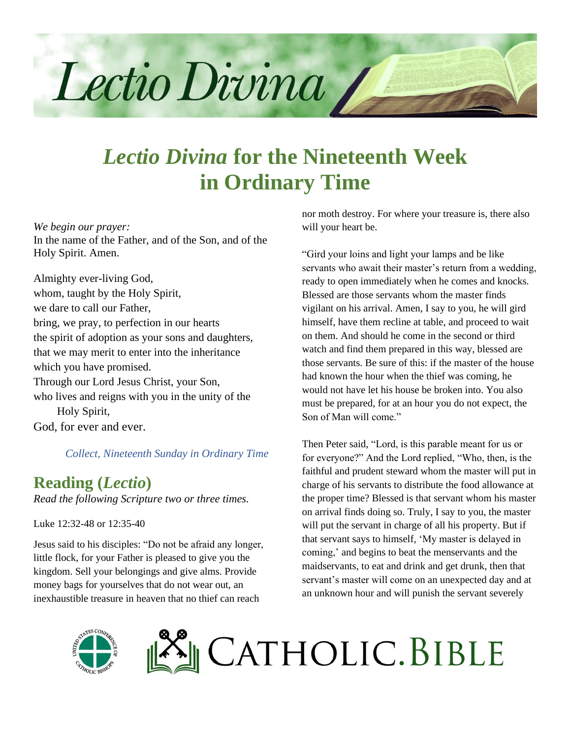# *Lectio Divina* for the Nineteenth Week in Ordinary Time

*We begin our prayer:*
In the name of the Father, and of the Son, and of the Holy Spirit. Amen.

Almighty ever-living God,
whom, taught by the Holy Spirit,
we dare to call our Father,
bring, we pray, to perfection in our hearts
the spirit of adoption as your sons and daughters,
that we may merit to enter into the inheritance
which you have promised.
Through our Lord Jesus Christ, your Son,
who lives and reigns with you in the unity of the
Holy Spirit,
God, for ever and ever.

*Collect, Nineteenth Sunday in Ordinary Time*

## Reading (*Lectio*)

*Read the following Scripture two or three times.*

Luke 12:32-48 or 12:35-40

Jesus said to his disciples: "Do not be afraid any longer, little flock, for your Father is pleased to give you the kingdom. Sell your belongings and give alms. Provide money bags for yourselves that do not wear out, an inexhaustible treasure in heaven that no thief can reach nor moth destroy. For where your treasure is, there also will your heart be.

"Gird your loins and light your lamps and be like servants who await their master's return from a wedding, ready to open immediately when he comes and knocks. Blessed are those servants whom the master finds vigilant on his arrival. Amen, I say to you, he will gird himself, have them recline at table, and proceed to wait on them. And should he come in the second or third watch and find them prepared in this way, blessed are those servants. Be sure of this: if the master of the house had known the hour when the thief was coming, he would not have let his house be broken into. You also must be prepared, for at an hour you do not expect, the Son of Man will come."

Then Peter said, "Lord, is this parable meant for us or for everyone?" And the Lord replied, "Who, then, is the faithful and prudent steward whom the master will put in charge of his servants to distribute the food allowance at the proper time? Blessed is that servant whom his master on arrival finds doing so. Truly, I say to you, the master will put the servant in charge of all his property. But if that servant says to himself, 'My master is delayed in coming,' and begins to beat the menservants and the maidservants, to eat and drink and get drunk, then that servant's master will come on an unexpected day and at an unknown hour and will punish the servant severely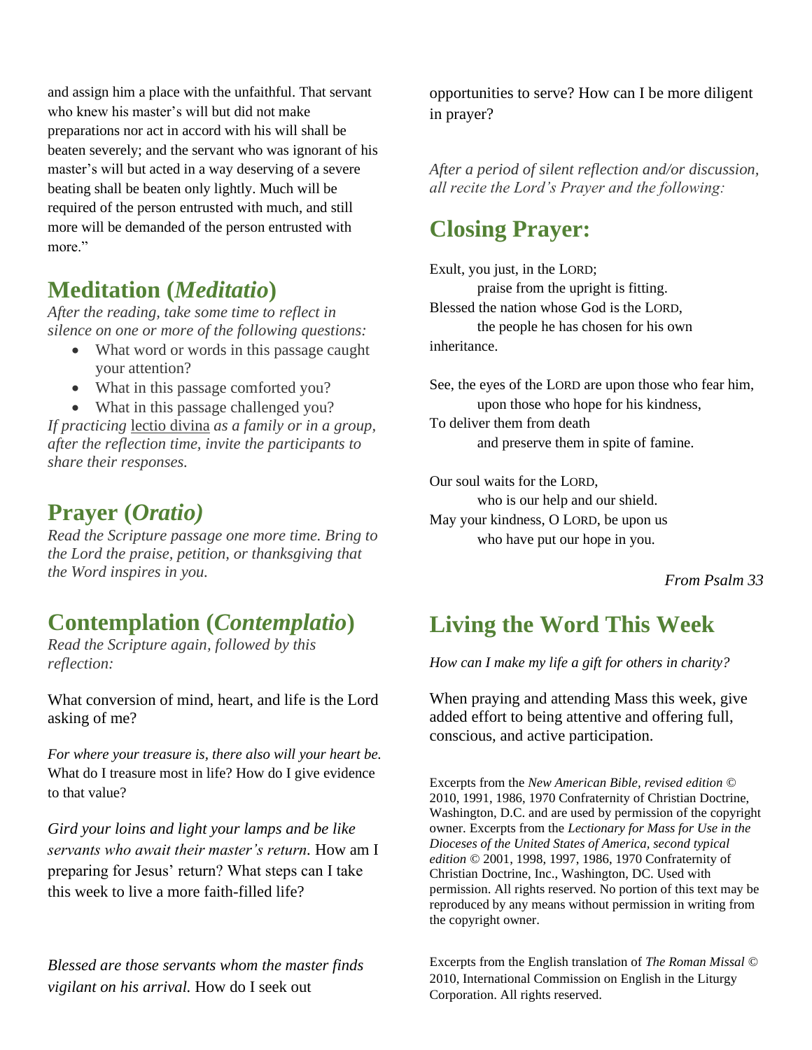and assign him a place with the unfaithful. That servant who knew his master's will but did not make preparations nor act in accord with his will shall be beaten severely; and the servant who was ignorant of his master's will but acted in a way deserving of a severe beating shall be beaten only lightly. Much will be required of the person entrusted with much, and still more will be demanded of the person entrusted with more."

## Meditation (*Meditatio*)

*After the reading, take some time to reflect in silence on one or more of the following questions:*

- What word or words in this passage caught your attention?
- What in this passage comforted you?
- What in this passage challenged you?

*If practicing* lectio divina *as a family or in a group, after the reflection time, invite the participants to share their responses.*

## Prayer (*Oratio)*

*Read the Scripture passage one more time. Bring to the Lord the praise, petition, or thanksgiving that the Word inspires in you.*

## Contemplation (*Contemplatio*)

*Read the Scripture again, followed by this reflection:*

What conversion of mind, heart, and life is the Lord asking of me?

*For where your treasure is, there also will your heart be.* What do I treasure most in life? How do I give evidence to that value?

*Gird your loins and light your lamps and be like servants who await their master's return.* How am I preparing for Jesus' return? What steps can I take this week to live a more faith-filled life?

*Blessed are those servants whom the master finds vigilant on his arrival.* How do I seek out opportunities to serve? How can I be more diligent in prayer?

*After a period of silent reflection and/or discussion, all recite the Lord's Prayer and the following:*

## Closing Prayer:

Exult, you just, in the LORD;
praise from the upright is fitting.
Blessed the nation whose God is the LORD,
the people he has chosen for his own inheritance.

See, the eyes of the LORD are upon those who fear him,
upon those who hope for his kindness,
To deliver them from death
and preserve them in spite of famine.

Our soul waits for the LORD,
who is our help and our shield.
May your kindness, O LORD, be upon us
who have put our hope in you.

*From Psalm 33*

## Living the Word This Week

*How can I make my life a gift for others in charity?*

When praying and attending Mass this week, give added effort to being attentive and offering full, conscious, and active participation.

Excerpts from the *New American Bible, revised edition* © 2010, 1991, 1986, 1970 Confraternity of Christian Doctrine, Washington, D.C. and are used by permission of the copyright owner. Excerpts from the *Lectionary for Mass for Use in the Dioceses of the United States of America, second typical edition* © 2001, 1998, 1997, 1986, 1970 Confraternity of Christian Doctrine, Inc., Washington, DC. Used with permission. All rights reserved. No portion of this text may be reproduced by any means without permission in writing from the copyright owner.

Excerpts from the English translation of *The Roman Missal* © 2010, International Commission on English in the Liturgy Corporation. All rights reserved.